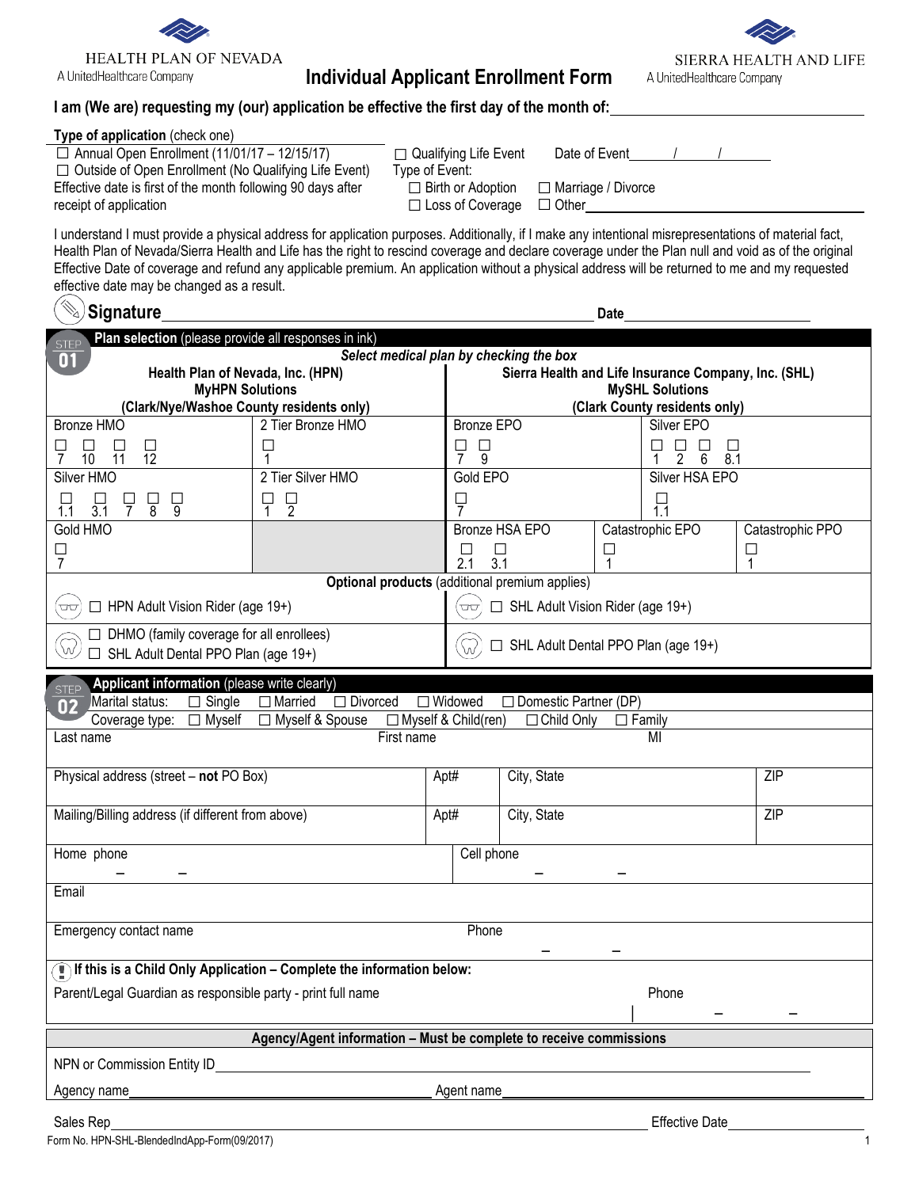HEALTH PLAN OF NEVADA
A UnitedHealthcare Company

# Individual Applicant Enrollment Form

SIERRA HEALTH AND LIFE
A UnitedHealthcare Company

**I am (We are) requesting my (our) application be effective the first day of the month of:** ______________________

**Type of application** (check one)

☐ Annual Open Enrollment (11/01/17 – 12/15/17)
☐ Outside of Open Enrollment (No Qualifying Life Event)
Effective date is first of the month following 90 days after receipt of application

☐ Qualifying Life Event Date of Event ____ / ____ / ____
Type of Event:
☐ Birth or Adoption ☐ Marriage / Divorce
☐ Loss of Coverage ☐ Other ______________________

I understand I must provide a physical address for application purposes. Additionally, if I make any intentional misrepresentations of material fact, Health Plan of Nevada/Sierra Health and Life has the right to rescind coverage and declare coverage under the Plan null and void as of the original Effective Date of coverage and refund any applicable premium. An application without a physical address will be returned to me and my requested effective date may be changed as a result.

**Signature** ______________________________ **Date** ______________

## STEP 01 Plan selection (please provide all responses in ink)

*Select medical plan by checking the box*

| **Health Plan of Nevada, Inc. (HPN) MyHPN Solutions (Clark/Nye/Washoe County residents only)** | | **Sierra Health and Life Insurance Company, Inc. (SHL) MySHL Solutions (Clark County residents only)** | | |
|---|---|---|---|---|
| Bronze HMO: ☐ 7 ☐ 10 ☐ 11 ☐ 12 | 2 Tier Bronze HMO: ☐ 1 | Bronze EPO: ☐ 7 ☐ 9 | Silver EPO: ☐ 1 ☐ 2 ☐ 6 ☐ 8.1 | |
| Silver HMO: ☐ 1.1 ☐ 3.1 ☐ 7 ☐ 8 ☐ 9 | 2 Tier Silver HMO: ☐ 1 ☐ 2 | Gold EPO: ☐ 7 | Silver HSA EPO: ☐ 1.1 | |
| Gold HMO: ☐ 7 | | Bronze HSA EPO: ☐ 2.1 ☐ 3.1 | Catastrophic EPO: ☐ 1 | Catastrophic PPO: ☐ 1 |

**Optional products** (additional premium applies)

| HPN | SHL |
|---|---|
| ☐ HPN Adult Vision Rider (age 19+) | ☐ SHL Adult Vision Rider (age 19+) |
| ☐ DHMO (family coverage for all enrollees)<br>☐ SHL Adult Dental PPO Plan (age 19+) | ☐ SHL Adult Dental PPO Plan (age 19+) |

## STEP 02 Applicant information (please write clearly)

Marital status: ☐ Single ☐ Married ☐ Divorced ☐ Widowed ☐ Domestic Partner (DP)

Coverage type: ☐ Myself ☐ Myself & Spouse ☐ Myself & Child(ren) ☐ Child Only ☐ Family

| Last name | First name | MI | |
|---|---|---|---|
| Physical address (street – **not** PO Box) | Apt# | City, State | ZIP |
| Mailing/Billing address (if different from above) | Apt# | City, State | ZIP |
| Home phone – – | Cell phone – – | | |
| Email | | | |
| Emergency contact name | Phone – – | | |

**If this is a Child Only Application – Complete the information below:**

Parent/Legal Guardian as responsible party - print full name ______________ Phone – –

**Agency/Agent information – Must be complete to receive commissions**

NPN or Commission Entity ID ______________________

Agency name ______________ Agent name ______________

Sales Rep ______________ Effective Date ______________

Form No. HPN-SHL-BlendedIndApp-Form(09/2017)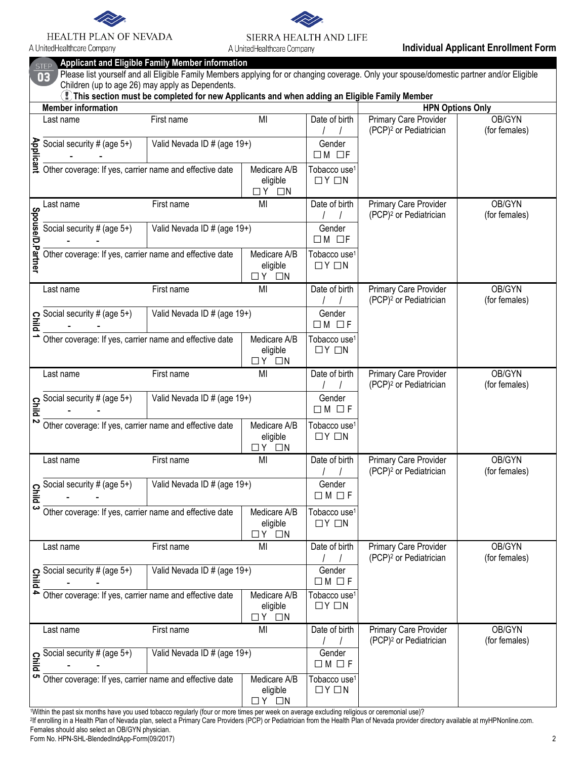HEALTH PLAN OF NEVADA
A UnitedHealthcare Company

SIERRA HEALTH AND LIFE
A UnitedHealthcare Company

**Individual Applicant Enrollment Form**

## STEP 03 Applicant and Eligible Family Member information

Please list yourself and all Eligible Family Members applying for or changing coverage. Only your spouse/domestic partner and/or Eligible Children (up to age 26) may apply as Dependents.

**This section must be completed for new Applicants and when adding an Eligible Family Member**

| | Member information | | | | HPN Options Only | |
|---|---|---|---|---|---|---|
| **Applicant** | Last name | First name | MI | Date of birth / / | Primary Care Provider (PCP)[2] or Pediatrician | OB/GYN (for females) |
| | Social security # (age 5+) - - | Valid Nevada ID # (age 19+) | | Gender ☐M ☐F | | |
| | Other coverage: If yes, carrier name and effective date | | Medicare A/B eligible ☐Y ☐N | Tobacco use[1] ☐Y ☐N | | |
| **Spouse/D.Partner** | Last name | First name | MI | Date of birth / / | Primary Care Provider (PCP)[2] or Pediatrician | OB/GYN (for females) |
| | Social security # (age 5+) - - | Valid Nevada ID # (age 19+) | | Gender ☐M ☐F | | |
| | Other coverage: If yes, carrier name and effective date | | Medicare A/B eligible ☐Y ☐N | Tobacco use[1] ☐Y ☐N | | |
| **Child 1** | Last name | First name | MI | Date of birth / / | Primary Care Provider (PCP)[2] or Pediatrician | OB/GYN (for females) |
| | Social security # (age 5+) - - | Valid Nevada ID # (age 19+) | | Gender ☐M ☐F | | |
| | Other coverage: If yes, carrier name and effective date | | Medicare A/B eligible ☐Y ☐N | Tobacco use[1] ☐Y ☐N | | |
| **Child 2** | Last name | First name | MI | Date of birth / / | Primary Care Provider (PCP)[2] or Pediatrician | OB/GYN (for females) |
| | Social security # (age 5+) - - | Valid Nevada ID # (age 19+) | | Gender ☐M ☐F | | |
| | Other coverage: If yes, carrier name and effective date | | Medicare A/B eligible ☐Y ☐N | Tobacco use[1] ☐Y ☐N | | |
| **Child 3** | Last name | First name | MI | Date of birth / / | Primary Care Provider (PCP)[2] or Pediatrician | OB/GYN (for females) |
| | Social security # (age 5+) - - | Valid Nevada ID # (age 19+) | | Gender ☐M ☐F | | |
| | Other coverage: If yes, carrier name and effective date | | Medicare A/B eligible ☐Y ☐N | Tobacco use[1] ☐Y ☐N | | |
| **Child 4** | Last name | First name | MI | Date of birth / / | Primary Care Provider (PCP)[2] or Pediatrician | OB/GYN (for females) |
| | Social security # (age 5+) - - | Valid Nevada ID # (age 19+) | | Gender ☐M ☐F | | |
| | Other coverage: If yes, carrier name and effective date | | Medicare A/B eligible ☐Y ☐N | Tobacco use[1] ☐Y ☐N | | |
| **Child 5** | Last name | First name | MI | Date of birth / / | Primary Care Provider (PCP)[2] or Pediatrician | OB/GYN (for females) |
| | Social security # (age 5+) - - | Valid Nevada ID # (age 19+) | | Gender ☐M ☐F | | |
| | Other coverage: If yes, carrier name and effective date | | Medicare A/B eligible ☐Y ☐N | Tobacco use[1] ☐Y ☐N | | |

[1]Within the past six months have you used tobacco regularly (four or more times per week on average excluding religious or ceremonial use)?

[2]If enrolling in a Health Plan of Nevada plan, select a Primary Care Providers (PCP) or Pediatrician from the Health Plan of Nevada provider directory available at myHPNonline.com. Females should also select an OB/GYN physician.

Form No. HPN-SHL-BlendedIndApp-Form(09/2017)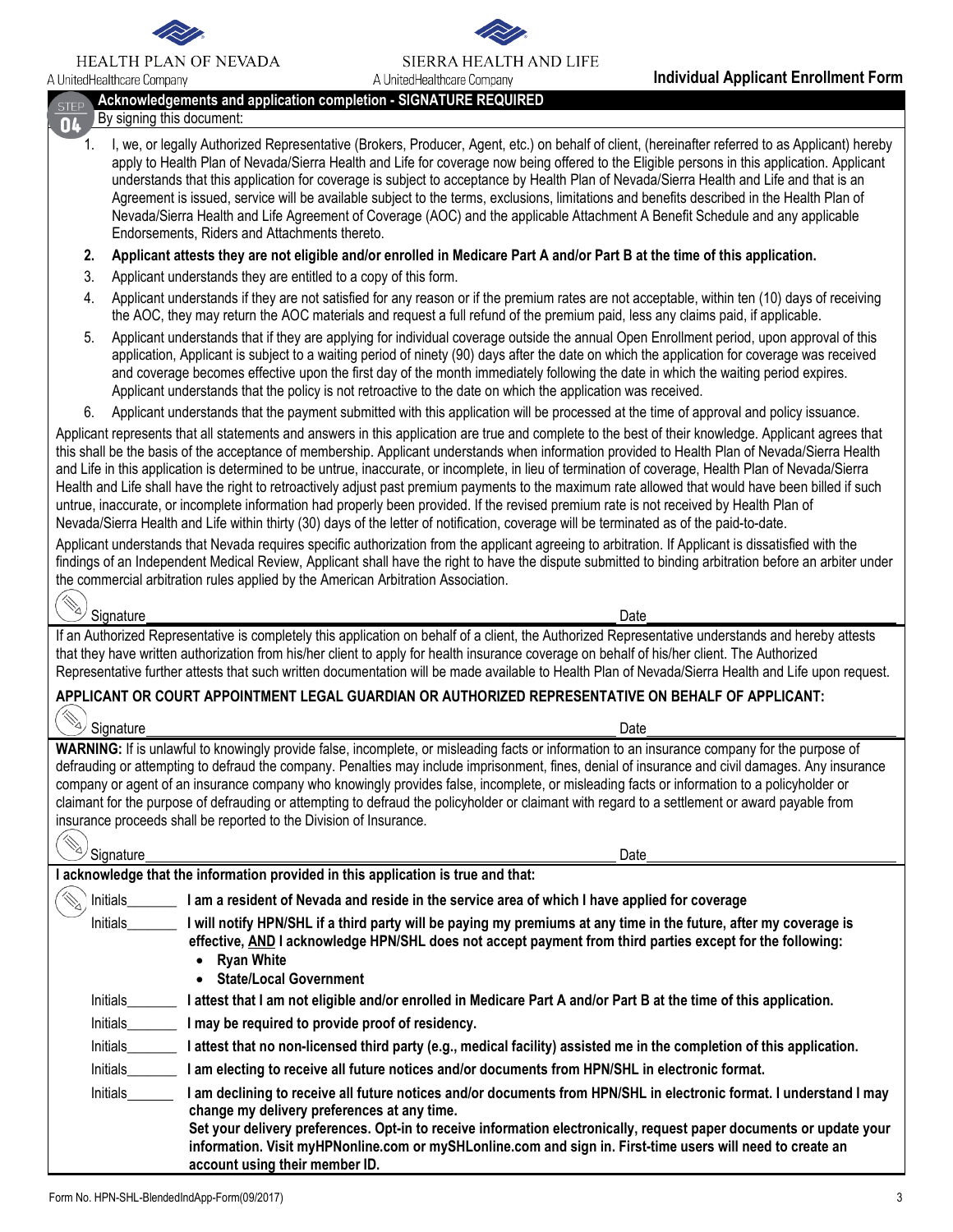HEALTH PLAN OF NEVADA
A UnitedHealthcare Company

SIERRA HEALTH AND LIFE
A UnitedHealthcare Company

**Individual Applicant Enrollment Form**

## STEP 04 Acknowledgements and application completion - SIGNATURE REQUIRED

By signing this document:

1. I, we, or legally Authorized Representative (Brokers, Producer, Agent, etc.) on behalf of client, (hereinafter referred to as Applicant) hereby apply to Health Plan of Nevada/Sierra Health and Life for coverage now being offered to the Eligible persons in this application. Applicant understands that this application for coverage is subject to acceptance by Health Plan of Nevada/Sierra Health and Life and that is an Agreement is issued, service will be available subject to the terms, exclusions, limitations and benefits described in the Health Plan of Nevada/Sierra Health and Life Agreement of Coverage (AOC) and the applicable Attachment A Benefit Schedule and any applicable Endorsements, Riders and Attachments thereto.
2. **Applicant attests they are not eligible and/or enrolled in Medicare Part A and/or Part B at the time of this application.**
3. Applicant understands they are entitled to a copy of this form.
4. Applicant understands if they are not satisfied for any reason or if the premium rates are not acceptable, within ten (10) days of receiving the AOC, they may return the AOC materials and request a full refund of the premium paid, less any claims paid, if applicable.
5. Applicant understands that if they are applying for individual coverage outside the annual Open Enrollment period, upon approval of this application, Applicant is subject to a waiting period of ninety (90) days after the date on which the application for coverage was received and coverage becomes effective upon the first day of the month immediately following the date in which the waiting period expires. Applicant understands that the policy is not retroactive to the date on which the application was received.
6. Applicant understands that the payment submitted with this application will be processed at the time of approval and policy issuance.

Applicant represents that all statements and answers in this application are true and complete to the best of their knowledge. Applicant agrees that this shall be the basis of the acceptance of membership. Applicant understands when information provided to Health Plan of Nevada/Sierra Health and Life in this application is determined to be untrue, inaccurate, or incomplete, in lieu of termination of coverage, Health Plan of Nevada/Sierra Health and Life shall have the right to retroactively adjust past premium payments to the maximum rate allowed that would have been billed if such untrue, inaccurate, or incomplete information had properly been provided. If the revised premium rate is not received by Health Plan of Nevada/Sierra Health and Life within thirty (30) days of the letter of notification, coverage will be terminated as of the paid-to-date.

Applicant understands that Nevada requires specific authorization from the applicant agreeing to arbitration. If Applicant is dissatisfied with the findings of an Independent Medical Review, Applicant shall have the right to have the dispute submitted to binding arbitration before an arbiter under the commercial arbitration rules applied by the American Arbitration Association.

Signature______________________________ Date______________

If an Authorized Representative is completely this application on behalf of a client, the Authorized Representative understands and hereby attests that they have written authorization from his/her client to apply for health insurance coverage on behalf of his/her client. The Authorized Representative further attests that such written documentation will be made available to Health Plan of Nevada/Sierra Health and Life upon request.

**APPLICANT OR COURT APPOINTMENT LEGAL GUARDIAN OR AUTHORIZED REPRESENTATIVE ON BEHALF OF APPLICANT:**

Signature______________________________ Date______________

**WARNING:** If is unlawful to knowingly provide false, incomplete, or misleading facts or information to an insurance company for the purpose of defrauding or attempting to defraud the company. Penalties may include imprisonment, fines, denial of insurance and civil damages. Any insurance company or agent of an insurance company who knowingly provides false, incomplete, or misleading facts or information to a policyholder or claimant for the purpose of defrauding or attempting to defraud the policyholder or claimant with regard to a settlement or award payable from insurance proceeds shall be reported to the Division of Insurance.

Signature______________________________ Date______________

**I acknowledge that the information provided in this application is true and that:**

Initials_______ **I am a resident of Nevada and reside in the service area of which I have applied for coverage**

Initials_______ **I will notify HPN/SHL if a third party will be paying my premiums at any time in the future, after my coverage is effective, AND I acknowledge HPN/SHL does not accept payment from third parties except for the following:**

- **Ryan White**
- **State/Local Government**

Initials_______ **I attest that I am not eligible and/or enrolled in Medicare Part A and/or Part B at the time of this application.**

Initials_______ **I may be required to provide proof of residency.**

Initials_______ **I attest that no non-licensed third party (e.g., medical facility) assisted me in the completion of this application.**

Initials_______ **I am electing to receive all future notices and/or documents from HPN/SHL in electronic format.**

Initials_______ **I am declining to receive all future notices and/or documents from HPN/SHL in electronic format. I understand I may change my delivery preferences at any time.**
**Set your delivery preferences. Opt-in to receive information electronically, request paper documents or update your information. Visit myHPNonline.com or mySHLonline.com and sign in. First-time users will need to create an account using their member ID.**

Form No. HPN-SHL-BlendedIndApp-Form(09/2017)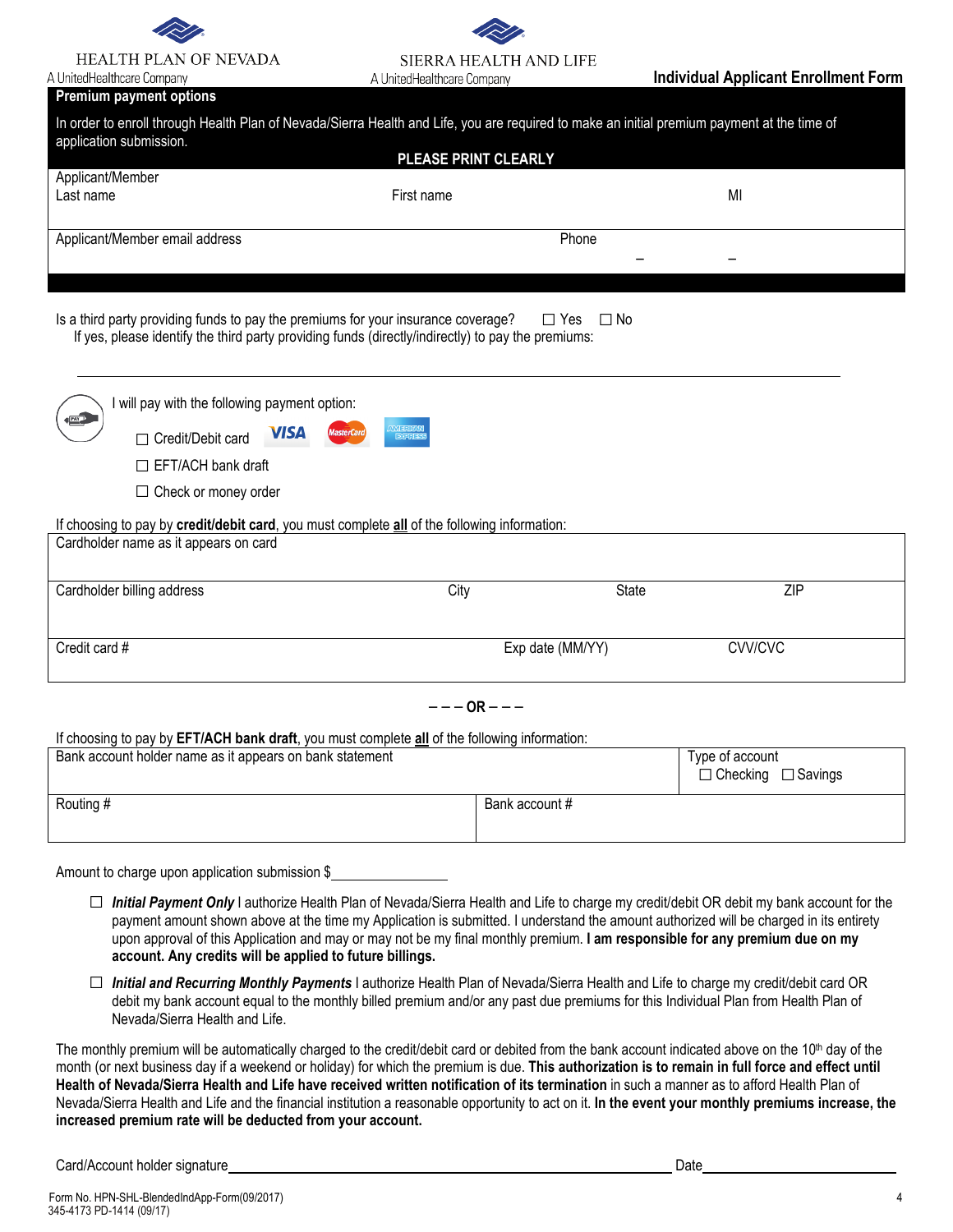HEALTH PLAN OF NEVADA
A UnitedHealthcare Company

SIERRA HEALTH AND LIFE
A UnitedHealthcare Company

**Individual Applicant Enrollment Form**

## Premium payment options

In order to enroll through Health Plan of Nevada/Sierra Health and Life, you are required to make an initial premium payment at the time of application submission.

**PLEASE PRINT CLEARLY**

| | | |
|---|---|---|
| Applicant/Member Last name | First name | MI |
| Applicant/Member email address | Phone – – | |

Is a third party providing funds to pay the premiums for your insurance coverage? ☐ Yes ☐ No
If yes, please identify the third party providing funds (directly/indirectly) to pay the premiums:

_______________________________________________________________

I will pay with the following payment option:

☐ Credit/Debit card VISA MasterCard AMERICAN EXPRESS

☐ EFT/ACH bank draft

☐ Check or money order

If choosing to pay by **credit/debit card**, you must complete **all** of the following information:

| | | | |
|---|---|---|---|
| Cardholder name as it appears on card | | | |
| Cardholder billing address | City | State | ZIP |
| Credit card # | Exp date (MM/YY) | CVV/CVC | |

**– – – OR – – –**

If choosing to pay by **EFT/ACH bank draft**, you must complete **all** of the following information:

| | | |
|---|---|---|
| Bank account holder name as it appears on bank statement | | Type of account ☐ Checking ☐ Savings |
| Routing # | Bank account # | |

Amount to charge upon application submission $_______________

☐ ***Initial Payment Only*** I authorize Health Plan of Nevada/Sierra Health and Life to charge my credit/debit OR debit my bank account for the payment amount shown above at the time my Application is submitted. I understand the amount authorized will be charged in its entirety upon approval of this Application and may or may not be my final monthly premium. **I am responsible for any premium due on my account. Any credits will be applied to future billings.**

☐ ***Initial and Recurring Monthly Payments*** I authorize Health Plan of Nevada/Sierra Health and Life to charge my credit/debit card OR debit my bank account equal to the monthly billed premium and/or any past due premiums for this Individual Plan from Health Plan of Nevada/Sierra Health and Life.

The monthly premium will be automatically charged to the credit/debit card or debited from the bank account indicated above on the 10th day of the month (or next business day if a weekend or holiday) for which the premium is due. **This authorization is to remain in full force and effect until Health of Nevada/Sierra Health and Life have received written notification of its termination** in such a manner as to afford Health Plan of Nevada/Sierra Health and Life and the financial institution a reasonable opportunity to act on it. **In the event your monthly premiums increase, the increased premium rate will be deducted from your account.**

Card/Account holder signature_______________________________ Date_______________

Form No. HPN-SHL-BlendedIndApp-Form(09/2017)
345-4173 PD-1414 (09/17)